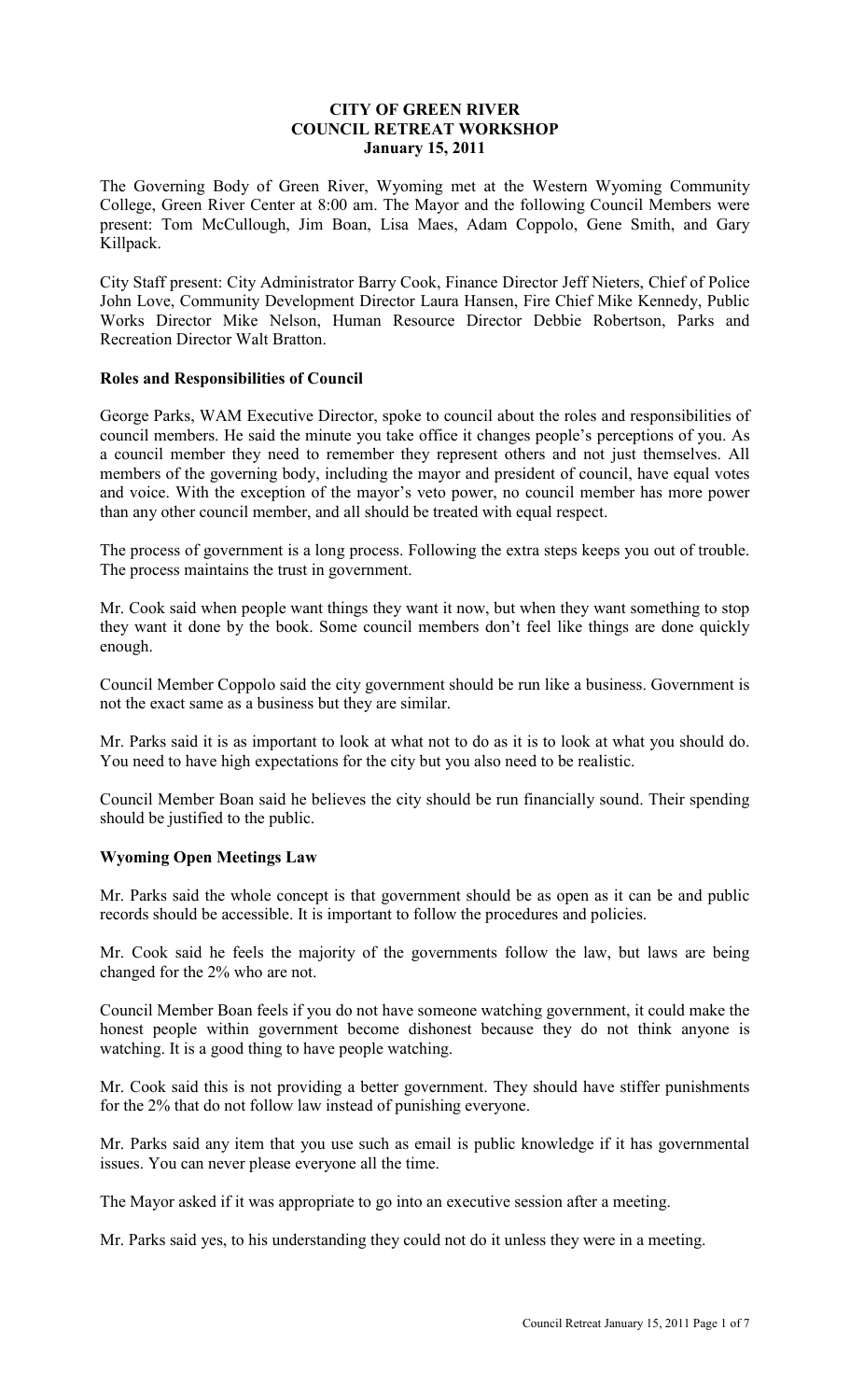# CITY OF GREEN RIVER
## COUNCIL RETREAT WORKSHOP
### January 15, 2011

The Governing Body of Green River, Wyoming met at the Western Wyoming Community College, Green River Center at 8:00 am. The Mayor and the following Council Members were present: Tom McCullough, Jim Boan, Lisa Maes, Adam Coppolo, Gene Smith, and Gary Killpack.

City Staff present: City Administrator Barry Cook, Finance Director Jeff Nieters, Chief of Police John Love, Community Development Director Laura Hansen, Fire Chief Mike Kennedy, Public Works Director Mike Nelson, Human Resource Director Debbie Robertson, Parks and Recreation Director Walt Bratton.

**Roles and Responsibilities of Council**

George Parks, WAM Executive Director, spoke to council about the roles and responsibilities of council members. He said the minute you take office it changes people's perceptions of you. As a council member they need to remember they represent others and not just themselves. All members of the governing body, including the mayor and president of council, have equal votes and voice. With the exception of the mayor's veto power, no council member has more power than any other council member, and all should be treated with equal respect.

The process of government is a long process. Following the extra steps keeps you out of trouble. The process maintains the trust in government.

Mr. Cook said when people want things they want it now, but when they want something to stop they want it done by the book. Some council members don't feel like things are done quickly enough.

Council Member Coppolo said the city government should be run like a business. Government is not the exact same as a business but they are similar.

Mr. Parks said it is as important to look at what not to do as it is to look at what you should do. You need to have high expectations for the city but you also need to be realistic.

Council Member Boan said he believes the city should be run financially sound. Their spending should be justified to the public.

**Wyoming Open Meetings Law**

Mr. Parks said the whole concept is that government should be as open as it can be and public records should be accessible. It is important to follow the procedures and policies.

Mr. Cook said he feels the majority of the governments follow the law, but laws are being changed for the 2% who are not.

Council Member Boan feels if you do not have someone watching government, it could make the honest people within government become dishonest because they do not think anyone is watching. It is a good thing to have people watching.

Mr. Cook said this is not providing a better government. They should have stiffer punishments for the 2% that do not follow law instead of punishing everyone.

Mr. Parks said any item that you use such as email is public knowledge if it has governmental issues. You can never please everyone all the time.

The Mayor asked if it was appropriate to go into an executive session after a meeting.

Mr. Parks said yes, to his understanding they could not do it unless they were in a meeting.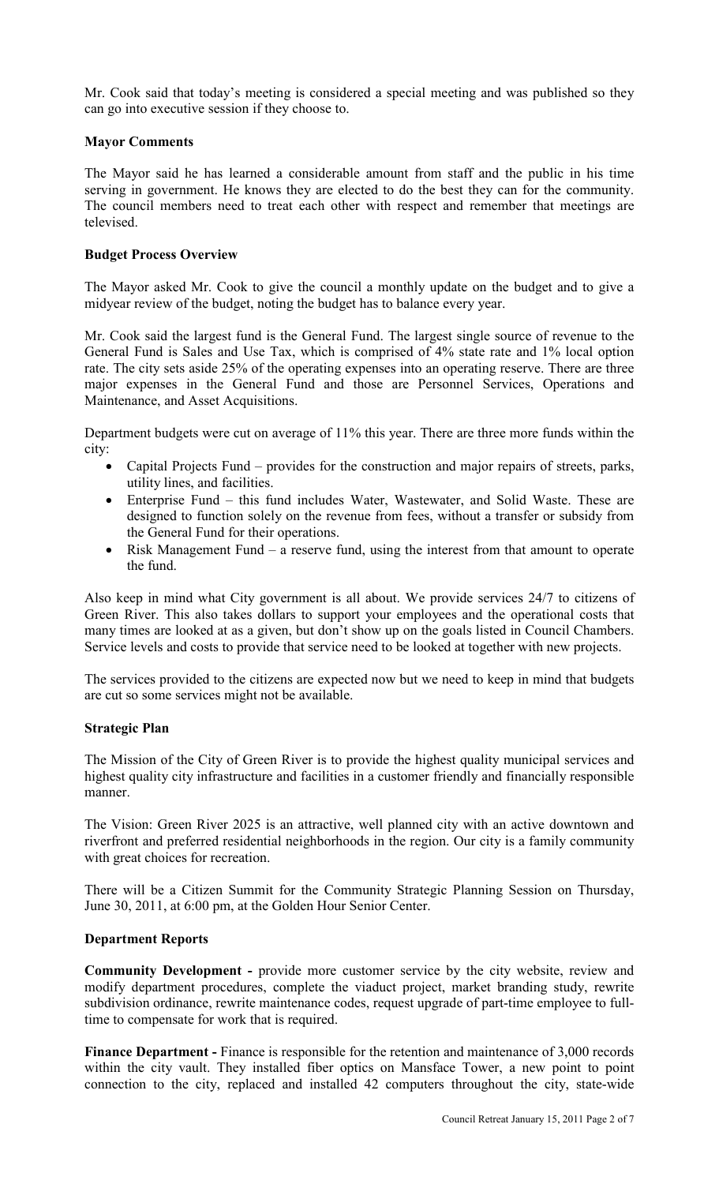Mr. Cook said that today's meeting is considered a special meeting and was published so they can go into executive session if they choose to.

**Mayor Comments**

The Mayor said he has learned a considerable amount from staff and the public in his time serving in government. He knows they are elected to do the best they can for the community. The council members need to treat each other with respect and remember that meetings are televised.

**Budget Process Overview**

The Mayor asked Mr. Cook to give the council a monthly update on the budget and to give a midyear review of the budget, noting the budget has to balance every year.

Mr. Cook said the largest fund is the General Fund. The largest single source of revenue to the General Fund is Sales and Use Tax, which is comprised of 4% state rate and 1% local option rate. The city sets aside 25% of the operating expenses into an operating reserve. There are three major expenses in the General Fund and those are Personnel Services, Operations and Maintenance, and Asset Acquisitions.

Department budgets were cut on average of 11% this year. There are three more funds within the city:

- Capital Projects Fund – provides for the construction and major repairs of streets, parks, utility lines, and facilities.
- Enterprise Fund – this fund includes Water, Wastewater, and Solid Waste. These are designed to function solely on the revenue from fees, without a transfer or subsidy from the General Fund for their operations.
- Risk Management Fund – a reserve fund, using the interest from that amount to operate the fund.

Also keep in mind what City government is all about. We provide services 24/7 to citizens of Green River. This also takes dollars to support your employees and the operational costs that many times are looked at as a given, but don't show up on the goals listed in Council Chambers. Service levels and costs to provide that service need to be looked at together with new projects.

The services provided to the citizens are expected now but we need to keep in mind that budgets are cut so some services might not be available.

**Strategic Plan**

The Mission of the City of Green River is to provide the highest quality municipal services and highest quality city infrastructure and facilities in a customer friendly and financially responsible manner.

The Vision: Green River 2025 is an attractive, well planned city with an active downtown and riverfront and preferred residential neighborhoods in the region. Our city is a family community with great choices for recreation.

There will be a Citizen Summit for the Community Strategic Planning Session on Thursday, June 30, 2011, at 6:00 pm, at the Golden Hour Senior Center.

**Department Reports**

**Community Development -** provide more customer service by the city website, review and modify department procedures, complete the viaduct project, market branding study, rewrite subdivision ordinance, rewrite maintenance codes, request upgrade of part-time employee to full-time to compensate for work that is required.

**Finance Department -** Finance is responsible for the retention and maintenance of 3,000 records within the city vault. They installed fiber optics on Mansface Tower, a new point to point connection to the city, replaced and installed 42 computers throughout the city, state-wide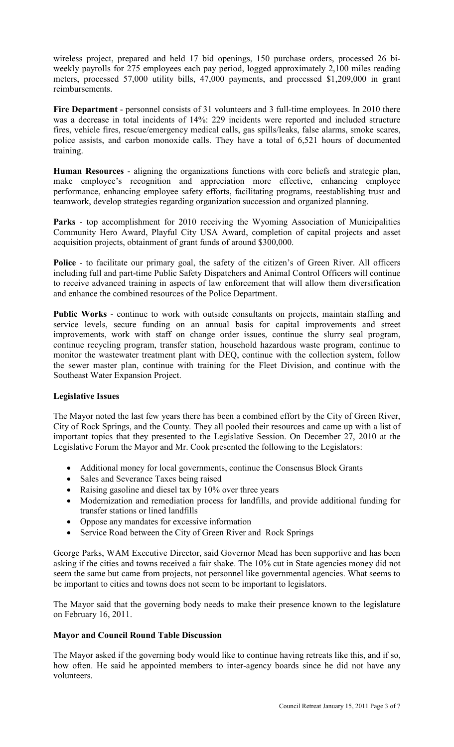wireless project, prepared and held 17 bid openings, 150 purchase orders, processed 26 bi-weekly payrolls for 275 employees each pay period, logged approximately 2,100 miles reading meters, processed 57,000 utility bills, 47,000 payments, and processed $1,209,000 in grant reimbursements.

**Fire Department** - personnel consists of 31 volunteers and 3 full-time employees. In 2010 there was a decrease in total incidents of 14%: 229 incidents were reported and included structure fires, vehicle fires, rescue/emergency medical calls, gas spills/leaks, false alarms, smoke scares, police assists, and carbon monoxide calls. They have a total of 6,521 hours of documented training.

**Human Resources** - aligning the organizations functions with core beliefs and strategic plan, make employee's recognition and appreciation more effective, enhancing employee performance, enhancing employee safety efforts, facilitating programs, reestablishing trust and teamwork, develop strategies regarding organization succession and organized planning.

**Parks** - top accomplishment for 2010 receiving the Wyoming Association of Municipalities Community Hero Award, Playful City USA Award, completion of capital projects and asset acquisition projects, obtainment of grant funds of around $300,000.

**Police** - to facilitate our primary goal, the safety of the citizen's of Green River. All officers including full and part-time Public Safety Dispatchers and Animal Control Officers will continue to receive advanced training in aspects of law enforcement that will allow them diversification and enhance the combined resources of the Police Department.

**Public Works** - continue to work with outside consultants on projects, maintain staffing and service levels, secure funding on an annual basis for capital improvements and street improvements, work with staff on change order issues, continue the slurry seal program, continue recycling program, transfer station, household hazardous waste program, continue to monitor the wastewater treatment plant with DEQ, continue with the collection system, follow the sewer master plan, continue with training for the Fleet Division, and continue with the Southeast Water Expansion Project.

**Legislative Issues**

The Mayor noted the last few years there has been a combined effort by the City of Green River, City of Rock Springs, and the County. They all pooled their resources and came up with a list of important topics that they presented to the Legislative Session. On December 27, 2010 at the Legislative Forum the Mayor and Mr. Cook presented the following to the Legislators:

- Additional money for local governments, continue the Consensus Block Grants
- Sales and Severance Taxes being raised
- Raising gasoline and diesel tax by 10% over three years
- Modernization and remediation process for landfills, and provide additional funding for transfer stations or lined landfills
- Oppose any mandates for excessive information
- Service Road between the City of Green River and Rock Springs

George Parks, WAM Executive Director, said Governor Mead has been supportive and has been asking if the cities and towns received a fair shake. The 10% cut in State agencies money did not seem the same but came from projects, not personnel like governmental agencies. What seems to be important to cities and towns does not seem to be important to legislators.

The Mayor said that the governing body needs to make their presence known to the legislature on February 16, 2011.

**Mayor and Council Round Table Discussion**

The Mayor asked if the governing body would like to continue having retreats like this, and if so, how often. He said he appointed members to inter-agency boards since he did not have any volunteers.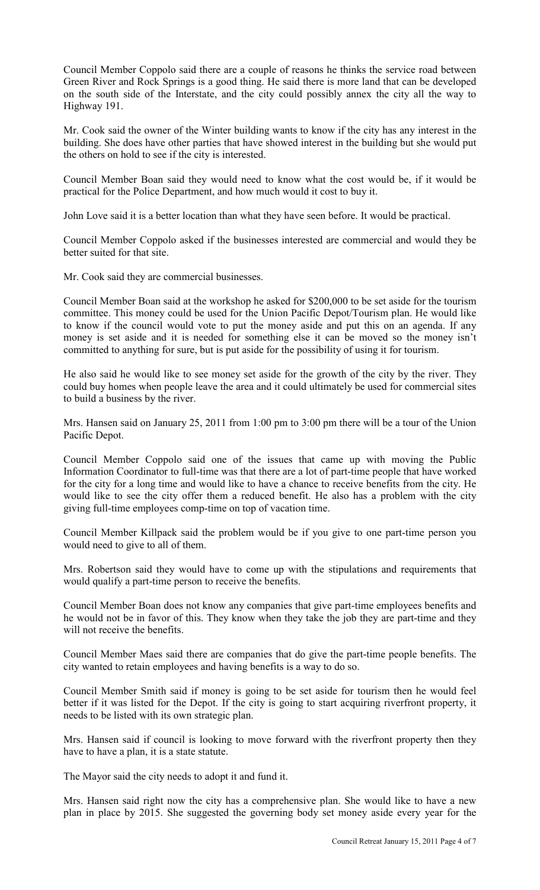Council Member Coppolo said there are a couple of reasons he thinks the service road between Green River and Rock Springs is a good thing. He said there is more land that can be developed on the south side of the Interstate, and the city could possibly annex the city all the way to Highway 191.

Mr. Cook said the owner of the Winter building wants to know if the city has any interest in the building. She does have other parties that have showed interest in the building but she would put the others on hold to see if the city is interested.

Council Member Boan said they would need to know what the cost would be, if it would be practical for the Police Department, and how much would it cost to buy it.

John Love said it is a better location than what they have seen before. It would be practical.

Council Member Coppolo asked if the businesses interested are commercial and would they be better suited for that site.

Mr. Cook said they are commercial businesses.

Council Member Boan said at the workshop he asked for $200,000 to be set aside for the tourism committee. This money could be used for the Union Pacific Depot/Tourism plan. He would like to know if the council would vote to put the money aside and put this on an agenda. If any money is set aside and it is needed for something else it can be moved so the money isn't committed to anything for sure, but is put aside for the possibility of using it for tourism.

He also said he would like to see money set aside for the growth of the city by the river. They could buy homes when people leave the area and it could ultimately be used for commercial sites to build a business by the river.

Mrs. Hansen said on January 25, 2011 from 1:00 pm to 3:00 pm there will be a tour of the Union Pacific Depot.

Council Member Coppolo said one of the issues that came up with moving the Public Information Coordinator to full-time was that there are a lot of part-time people that have worked for the city for a long time and would like to have a chance to receive benefits from the city. He would like to see the city offer them a reduced benefit. He also has a problem with the city giving full-time employees comp-time on top of vacation time.

Council Member Killpack said the problem would be if you give to one part-time person you would need to give to all of them.

Mrs. Robertson said they would have to come up with the stipulations and requirements that would qualify a part-time person to receive the benefits.

Council Member Boan does not know any companies that give part-time employees benefits and he would not be in favor of this. They know when they take the job they are part-time and they will not receive the benefits.

Council Member Maes said there are companies that do give the part-time people benefits. The city wanted to retain employees and having benefits is a way to do so.

Council Member Smith said if money is going to be set aside for tourism then he would feel better if it was listed for the Depot. If the city is going to start acquiring riverfront property, it needs to be listed with its own strategic plan.

Mrs. Hansen said if council is looking to move forward with the riverfront property then they have to have a plan, it is a state statute.

The Mayor said the city needs to adopt it and fund it.

Mrs. Hansen said right now the city has a comprehensive plan. She would like to have a new plan in place by 2015. She suggested the governing body set money aside every year for the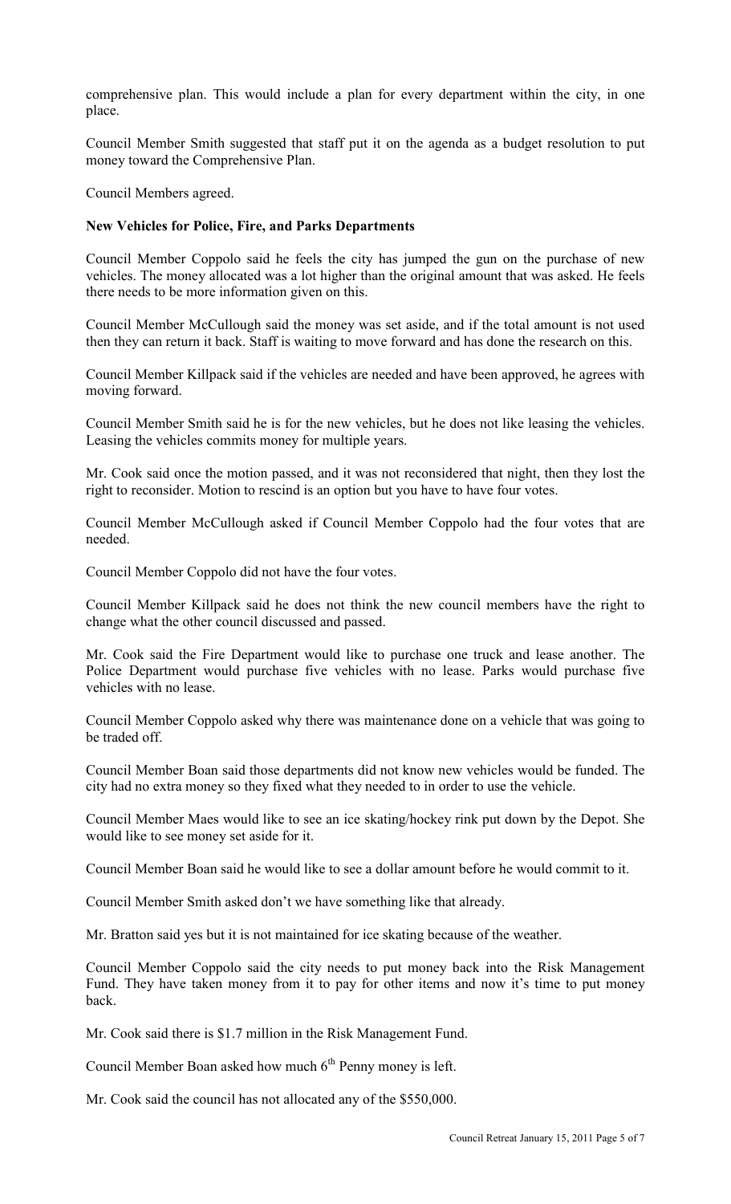comprehensive plan. This would include a plan for every department within the city, in one place.

Council Member Smith suggested that staff put it on the agenda as a budget resolution to put money toward the Comprehensive Plan.

Council Members agreed.

**New Vehicles for Police, Fire, and Parks Departments**

Council Member Coppolo said he feels the city has jumped the gun on the purchase of new vehicles. The money allocated was a lot higher than the original amount that was asked. He feels there needs to be more information given on this.

Council Member McCullough said the money was set aside, and if the total amount is not used then they can return it back. Staff is waiting to move forward and has done the research on this.

Council Member Killpack said if the vehicles are needed and have been approved, he agrees with moving forward.

Council Member Smith said he is for the new vehicles, but he does not like leasing the vehicles. Leasing the vehicles commits money for multiple years.

Mr. Cook said once the motion passed, and it was not reconsidered that night, then they lost the right to reconsider. Motion to rescind is an option but you have to have four votes.

Council Member McCullough asked if Council Member Coppolo had the four votes that are needed.

Council Member Coppolo did not have the four votes.

Council Member Killpack said he does not think the new council members have the right to change what the other council discussed and passed.

Mr. Cook said the Fire Department would like to purchase one truck and lease another. The Police Department would purchase five vehicles with no lease. Parks would purchase five vehicles with no lease.

Council Member Coppolo asked why there was maintenance done on a vehicle that was going to be traded off.

Council Member Boan said those departments did not know new vehicles would be funded. The city had no extra money so they fixed what they needed to in order to use the vehicle.

Council Member Maes would like to see an ice skating/hockey rink put down by the Depot. She would like to see money set aside for it.

Council Member Boan said he would like to see a dollar amount before he would commit to it.

Council Member Smith asked don't we have something like that already.

Mr. Bratton said yes but it is not maintained for ice skating because of the weather.

Council Member Coppolo said the city needs to put money back into the Risk Management Fund. They have taken money from it to pay for other items and now it's time to put money back.

Mr. Cook said there is $1.7 million in the Risk Management Fund.

Council Member Boan asked how much 6th Penny money is left.

Mr. Cook said the council has not allocated any of the $550,000.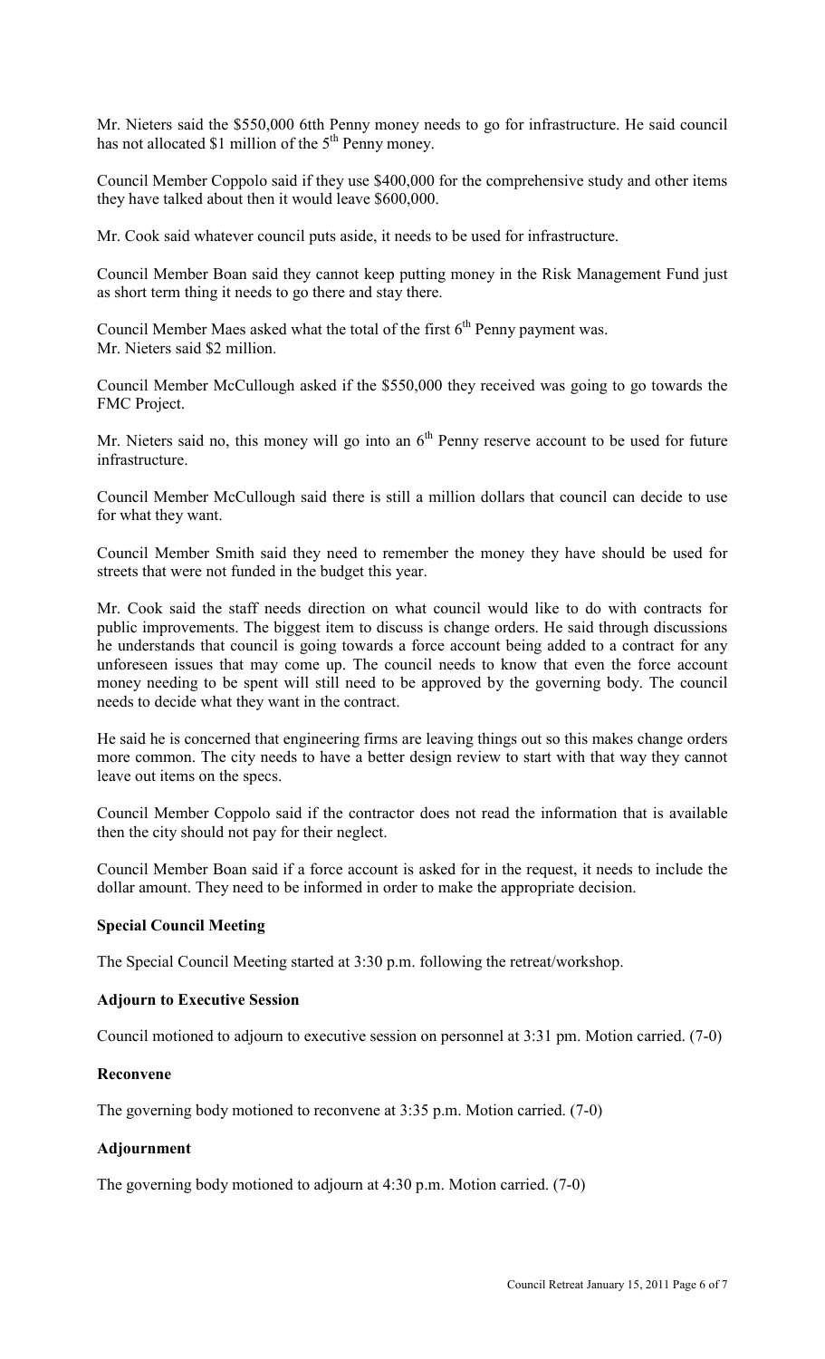Mr. Nieters said the $550,000 6tth Penny money needs to go for infrastructure. He said council has not allocated $1 million of the 5th Penny money.

Council Member Coppolo said if they use $400,000 for the comprehensive study and other items they have talked about then it would leave $600,000.

Mr. Cook said whatever council puts aside, it needs to be used for infrastructure.

Council Member Boan said they cannot keep putting money in the Risk Management Fund just as short term thing it needs to go there and stay there.

Council Member Maes asked what the total of the first 6th Penny payment was.
Mr. Nieters said $2 million.

Council Member McCullough asked if the $550,000 they received was going to go towards the FMC Project.

Mr. Nieters said no, this money will go into an 6th Penny reserve account to be used for future infrastructure.

Council Member McCullough said there is still a million dollars that council can decide to use for what they want.

Council Member Smith said they need to remember the money they have should be used for streets that were not funded in the budget this year.

Mr. Cook said the staff needs direction on what council would like to do with contracts for public improvements. The biggest item to discuss is change orders. He said through discussions he understands that council is going towards a force account being added to a contract for any unforeseen issues that may come up. The council needs to know that even the force account money needing to be spent will still need to be approved by the governing body. The council needs to decide what they want in the contract.

He said he is concerned that engineering firms are leaving things out so this makes change orders more common. The city needs to have a better design review to start with that way they cannot leave out items on the specs.

Council Member Coppolo said if the contractor does not read the information that is available then the city should not pay for their neglect.

Council Member Boan said if a force account is asked for in the request, it needs to include the dollar amount. They need to be informed in order to make the appropriate decision.

**Special Council Meeting**

The Special Council Meeting started at 3:30 p.m. following the retreat/workshop.

**Adjourn to Executive Session**

Council motioned to adjourn to executive session on personnel at 3:31 pm. Motion carried. (7-0)

**Reconvene**

The governing body motioned to reconvene at 3:35 p.m. Motion carried. (7-0)

**Adjournment**

The governing body motioned to adjourn at 4:30 p.m. Motion carried. (7-0)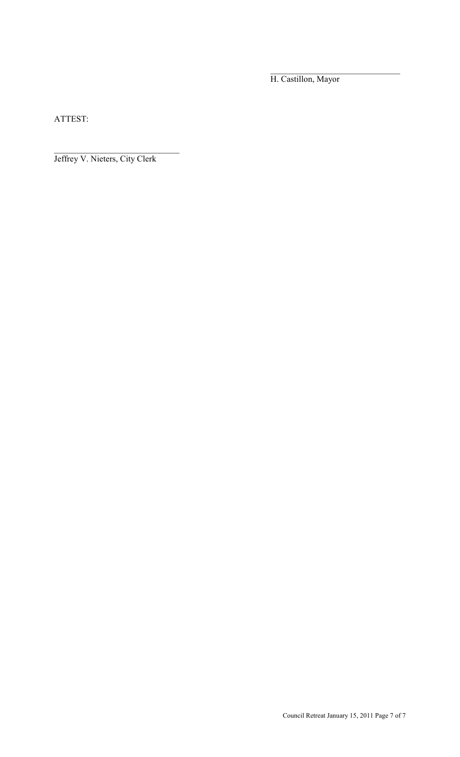\_\_\_\_\_\_\_\_\_\_\_\_\_\_\_\_\_\_\_\_\_\_\_\_\_\_\_\_\_\_

H. Castillon, Mayor

ATTEST:

\_\_\_\_\_\_\_\_\_\_\_\_\_\_\_\_\_\_\_\_\_\_\_\_\_\_\_\_\_\_

Jeffrey V. Nieters, City Clerk